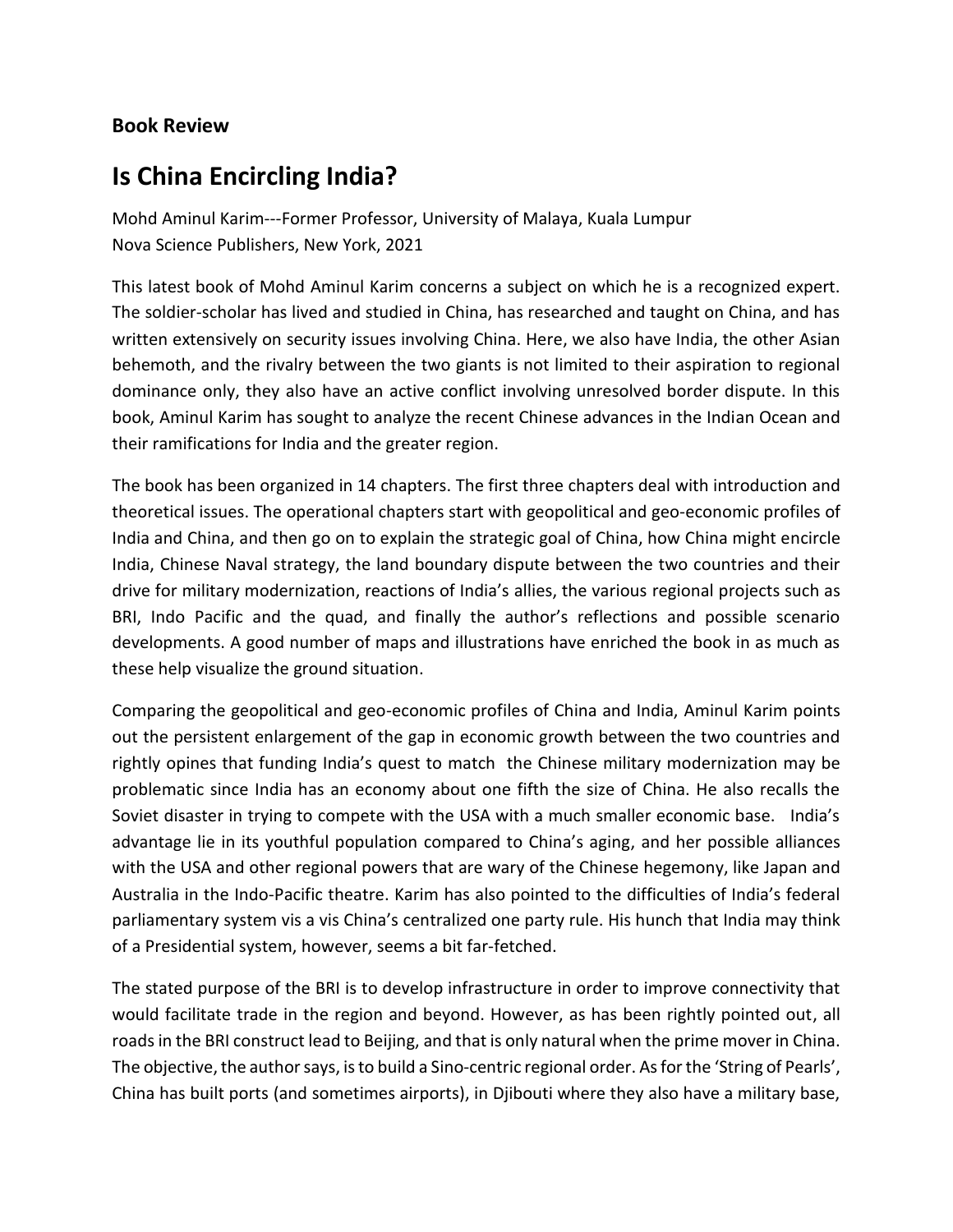**Book Review**

# Is China Encircling India?

Mohd Aminul Karim---Former Professor, University of Malaya, Kuala Lumpur
Nova Science Publishers, New York, 2021

This latest book of Mohd Aminul Karim concerns a subject on which he is a recognized expert. The soldier-scholar has lived and studied in China, has researched and taught on China, and has written extensively on security issues involving China. Here, we also have India, the other Asian behemoth, and the rivalry between the two giants is not limited to their aspiration to regional dominance only, they also have an active conflict involving unresolved border dispute. In this book, Aminul Karim has sought to analyze the recent Chinese advances in the Indian Ocean and their ramifications for India and the greater region.

The book has been organized in 14 chapters. The first three chapters deal with introduction and theoretical issues. The operational chapters start with geopolitical and geo-economic profiles of India and China, and then go on to explain the strategic goal of China, how China might encircle India, Chinese Naval strategy, the land boundary dispute between the two countries and their drive for military modernization, reactions of India's allies, the various regional projects such as BRI, Indo Pacific and the quad, and finally the author's reflections and possible scenario developments. A good number of maps and illustrations have enriched the book in as much as these help visualize the ground situation.

Comparing the geopolitical and geo-economic profiles of China and India, Aminul Karim points out the persistent enlargement of the gap in economic growth between the two countries and rightly opines that funding India's quest to match the Chinese military modernization may be problematic since India has an economy about one fifth the size of China. He also recalls the Soviet disaster in trying to compete with the USA with a much smaller economic base. India's advantage lie in its youthful population compared to China's aging, and her possible alliances with the USA and other regional powers that are wary of the Chinese hegemony, like Japan and Australia in the Indo-Pacific theatre. Karim has also pointed to the difficulties of India's federal parliamentary system vis a vis China's centralized one party rule. His hunch that India may think of a Presidential system, however, seems a bit far-fetched.

The stated purpose of the BRI is to develop infrastructure in order to improve connectivity that would facilitate trade in the region and beyond. However, as has been rightly pointed out, all roads in the BRI construct lead to Beijing, and that is only natural when the prime mover in China. The objective, the author says, is to build a Sino-centric regional order. As for the 'String of Pearls', China has built ports (and sometimes airports), in Djibouti where they also have a military base,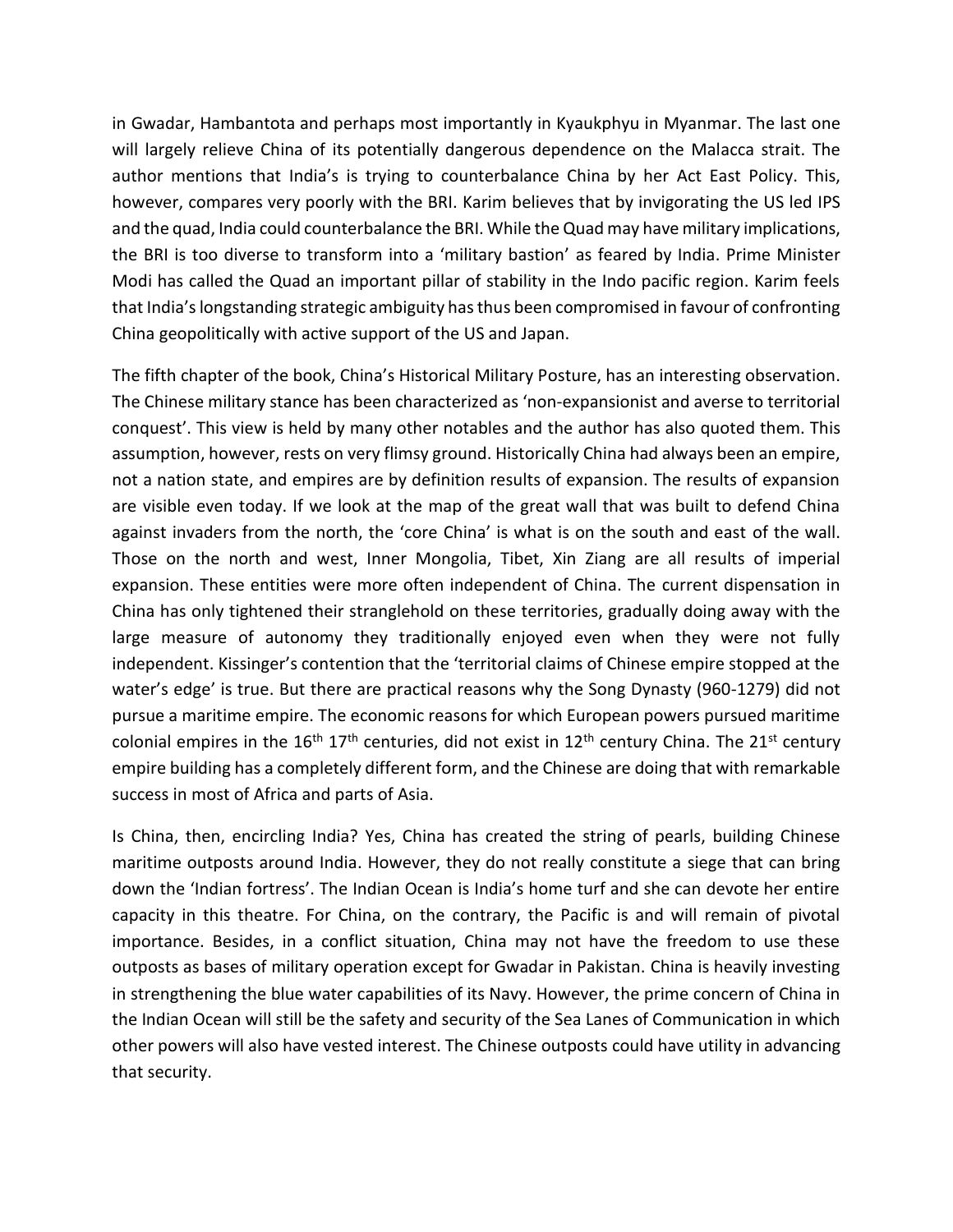in Gwadar, Hambantota and perhaps most importantly in Kyaukphyu in Myanmar. The last one will largely relieve China of its potentially dangerous dependence on the Malacca strait. The author mentions that India's is trying to counterbalance China by her Act East Policy. This, however, compares very poorly with the BRI. Karim believes that by invigorating the US led IPS and the quad, India could counterbalance the BRI. While the Quad may have military implications, the BRI is too diverse to transform into a 'military bastion' as feared by India. Prime Minister Modi has called the Quad an important pillar of stability in the Indo pacific region. Karim feels that India's longstanding strategic ambiguity has thus been compromised in favour of confronting China geopolitically with active support of the US and Japan.

The fifth chapter of the book, China's Historical Military Posture, has an interesting observation. The Chinese military stance has been characterized as 'non-expansionist and averse to territorial conquest'. This view is held by many other notables and the author has also quoted them. This assumption, however, rests on very flimsy ground. Historically China had always been an empire, not a nation state, and empires are by definition results of expansion. The results of expansion are visible even today. If we look at the map of the great wall that was built to defend China against invaders from the north, the 'core China' is what is on the south and east of the wall. Those on the north and west, Inner Mongolia, Tibet, Xin Ziang are all results of imperial expansion. These entities were more often independent of China. The current dispensation in China has only tightened their stranglehold on these territories, gradually doing away with the large measure of autonomy they traditionally enjoyed even when they were not fully independent. Kissinger's contention that the 'territorial claims of Chinese empire stopped at the water's edge' is true. But there are practical reasons why the Song Dynasty (960-1279) did not pursue a maritime empire. The economic reasons for which European powers pursued maritime colonial empires in the 16th 17th centuries, did not exist in 12th century China. The 21st century empire building has a completely different form, and the Chinese are doing that with remarkable success in most of Africa and parts of Asia.

Is China, then, encircling India? Yes, China has created the string of pearls, building Chinese maritime outposts around India. However, they do not really constitute a siege that can bring down the 'Indian fortress'. The Indian Ocean is India's home turf and she can devote her entire capacity in this theatre. For China, on the contrary, the Pacific is and will remain of pivotal importance. Besides, in a conflict situation, China may not have the freedom to use these outposts as bases of military operation except for Gwadar in Pakistan. China is heavily investing in strengthening the blue water capabilities of its Navy. However, the prime concern of China in the Indian Ocean will still be the safety and security of the Sea Lanes of Communication in which other powers will also have vested interest. The Chinese outposts could have utility in advancing that security.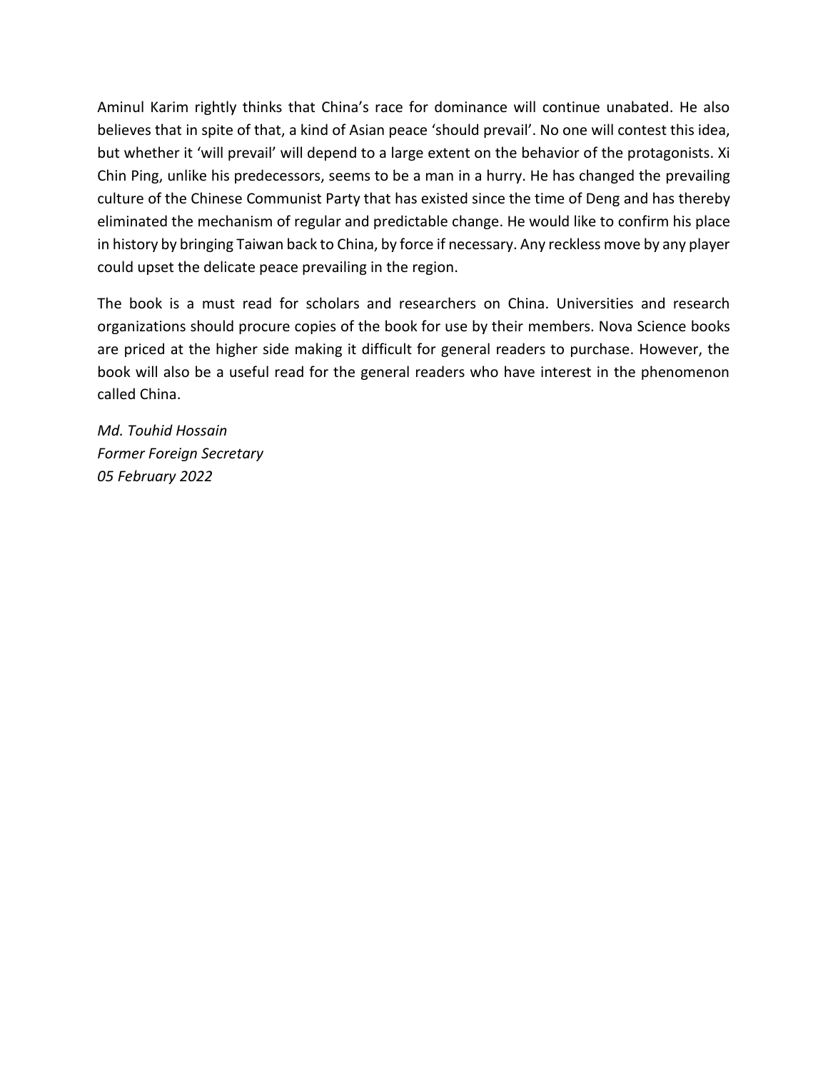Aminul Karim rightly thinks that China's race for dominance will continue unabated. He also believes that in spite of that, a kind of Asian peace 'should prevail'. No one will contest this idea, but whether it 'will prevail' will depend to a large extent on the behavior of the protagonists. Xi Chin Ping, unlike his predecessors, seems to be a man in a hurry. He has changed the prevailing culture of the Chinese Communist Party that has existed since the time of Deng and has thereby eliminated the mechanism of regular and predictable change. He would like to confirm his place in history by bringing Taiwan back to China, by force if necessary. Any reckless move by any player could upset the delicate peace prevailing in the region.

The book is a must read for scholars and researchers on China. Universities and research organizations should procure copies of the book for use by their members. Nova Science books are priced at the higher side making it difficult for general readers to purchase. However, the book will also be a useful read for the general readers who have interest in the phenomenon called China.

*Md. Touhid Hossain*
*Former Foreign Secretary*
*05 February 2022*